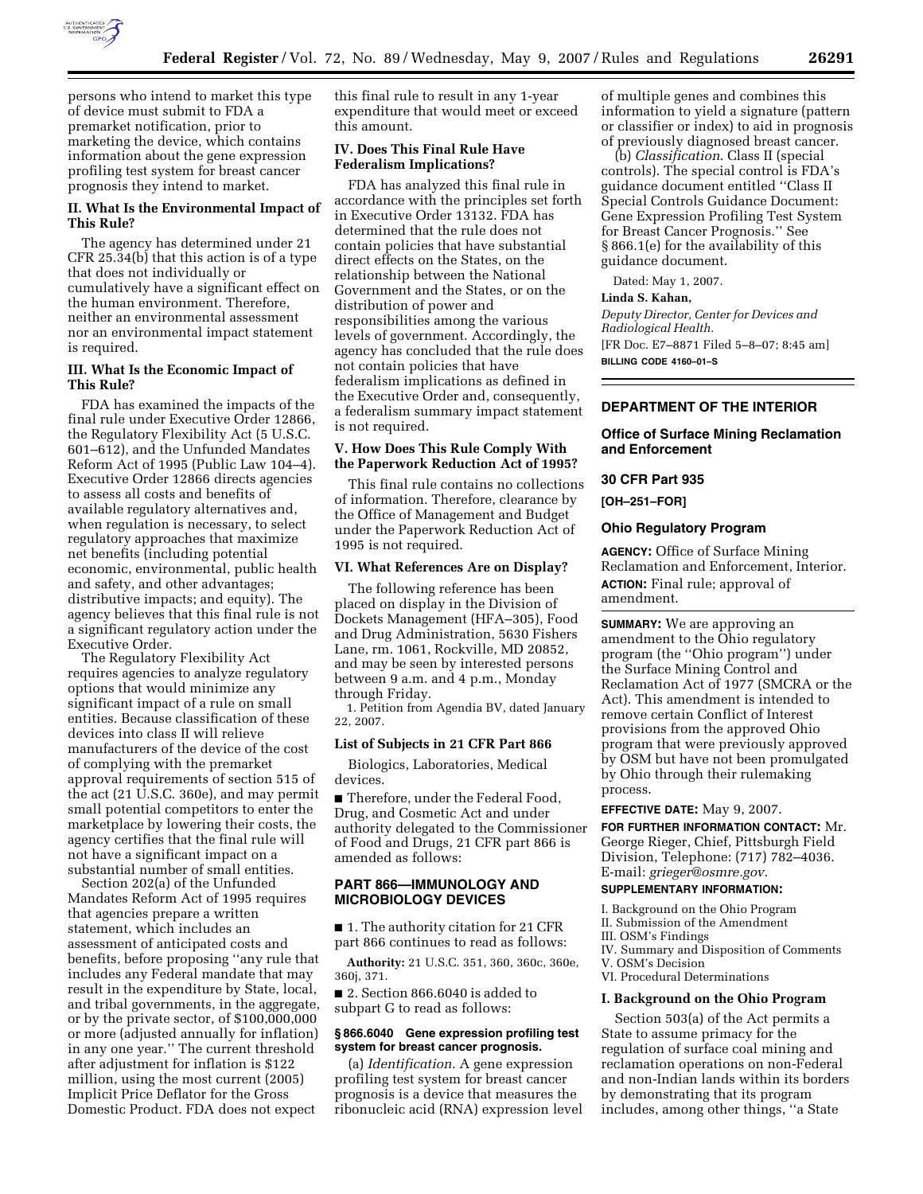persons who intend to market this type of device must submit to FDA a premarket notification, prior to marketing the device, which contains information about the gene expression profiling test system for breast cancer prognosis they intend to market.

## II. What Is the Environmental Impact of This Rule?

The agency has determined under 21 CFR 25.34(b) that this action is of a type that does not individually or cumulatively have a significant effect on the human environment. Therefore, neither an environmental assessment nor an environmental impact statement is required.

## III. What Is the Economic Impact of This Rule?

FDA has examined the impacts of the final rule under Executive Order 12866, the Regulatory Flexibility Act (5 U.S.C. 601–612), and the Unfunded Mandates Reform Act of 1995 (Public Law 104–4). Executive Order 12866 directs agencies to assess all costs and benefits of available regulatory alternatives and, when regulation is necessary, to select regulatory approaches that maximize net benefits (including potential economic, environmental, public health and safety, and other advantages; distributive impacts; and equity). The agency believes that this final rule is not a significant regulatory action under the Executive Order.

The Regulatory Flexibility Act requires agencies to analyze regulatory options that would minimize any significant impact of a rule on small entities. Because classification of these devices into class II will relieve manufacturers of the device of the cost of complying with the premarket approval requirements of section 515 of the act (21 U.S.C. 360e), and may permit small potential competitors to enter the marketplace by lowering their costs, the agency certifies that the final rule will not have a significant impact on a substantial number of small entities.

Section 202(a) of the Unfunded Mandates Reform Act of 1995 requires that agencies prepare a written statement, which includes an assessment of anticipated costs and benefits, before proposing ''any rule that includes any Federal mandate that may result in the expenditure by State, local, and tribal governments, in the aggregate, or by the private sector, of $100,000,000 or more (adjusted annually for inflation) in any one year.'' The current threshold after adjustment for inflation is $122 million, using the most current (2005) Implicit Price Deflator for the Gross Domestic Product. FDA does not expect this final rule to result in any 1-year expenditure that would meet or exceed this amount.

## IV. Does This Final Rule Have Federalism Implications?

FDA has analyzed this final rule in accordance with the principles set forth in Executive Order 13132. FDA has determined that the rule does not contain policies that have substantial direct effects on the States, on the relationship between the National Government and the States, or on the distribution of power and responsibilities among the various levels of government. Accordingly, the agency has concluded that the rule does not contain policies that have federalism implications as defined in the Executive Order and, consequently, a federalism summary impact statement is not required.

## V. How Does This Rule Comply With the Paperwork Reduction Act of 1995?

This final rule contains no collections of information. Therefore, clearance by the Office of Management and Budget under the Paperwork Reduction Act of 1995 is not required.

## VI. What References Are on Display?

The following reference has been placed on display in the Division of Dockets Management (HFA–305), Food and Drug Administration, 5630 Fishers Lane, rm. 1061, Rockville, MD 20852, and may be seen by interested persons between 9 a.m. and 4 p.m., Monday through Friday.

1. Petition from Agendia BV, dated January 22, 2007.

### List of Subjects in 21 CFR Part 866

Biologics, Laboratories, Medical devices.

■ Therefore, under the Federal Food, Drug, and Cosmetic Act and under authority delegated to the Commissioner of Food and Drugs, 21 CFR part 866 is amended as follows:

## PART 866—IMMUNOLOGY AND MICROBIOLOGY DEVICES

■ 1. The authority citation for 21 CFR part 866 continues to read as follows:

**Authority:** 21 U.S.C. 351, 360, 360c, 360e, 360j, 371.

■ 2. Section 866.6040 is added to subpart G to read as follows:

### § 866.6040 Gene expression profiling test system for breast cancer prognosis.

(a) *Identification*. A gene expression profiling test system for breast cancer prognosis is a device that measures the ribonucleic acid (RNA) expression level of multiple genes and combines this information to yield a signature (pattern or classifier or index) to aid in prognosis of previously diagnosed breast cancer.

(b) *Classification*. Class II (special controls). The special control is FDA's guidance document entitled ''Class II Special Controls Guidance Document: Gene Expression Profiling Test System for Breast Cancer Prognosis.'' See § 866.1(e) for the availability of this guidance document.

Dated: May 1, 2007.

**Linda S. Kahan,**

*Deputy Director, Center for Devices and Radiological Health.*

[FR Doc. E7–8871 Filed 5–8–07; 8:45 am]

**BILLING CODE 4160–01–S**

---

## DEPARTMENT OF THE INTERIOR

### Office of Surface Mining Reclamation and Enforcement

### 30 CFR Part 935

**[OH–251–FOR]**

### Ohio Regulatory Program

**AGENCY:** Office of Surface Mining Reclamation and Enforcement, Interior.

**ACTION:** Final rule; approval of amendment.

**SUMMARY:** We are approving an amendment to the Ohio regulatory program (the ''Ohio program'') under the Surface Mining Control and Reclamation Act of 1977 (SMCRA or the Act). This amendment is intended to remove certain Conflict of Interest provisions from the approved Ohio program that were previously approved by OSM but have not been promulgated by Ohio through their rulemaking process.

**EFFECTIVE DATE:** May 9, 2007.

**FOR FURTHER INFORMATION CONTACT:** Mr. George Rieger, Chief, Pittsburgh Field Division, Telephone: (717) 782–4036. E-mail: *grieger@osmre.gov*.

**SUPPLEMENTARY INFORMATION:**

I. Background on the Ohio Program
II. Submission of the Amendment
III. OSM's Findings
IV. Summary and Disposition of Comments
V. OSM's Decision
VI. Procedural Determinations

## I. Background on the Ohio Program

Section 503(a) of the Act permits a State to assume primacy for the regulation of surface coal mining and reclamation operations on non-Federal and non-Indian lands within its borders by demonstrating that its program includes, among other things, ''a State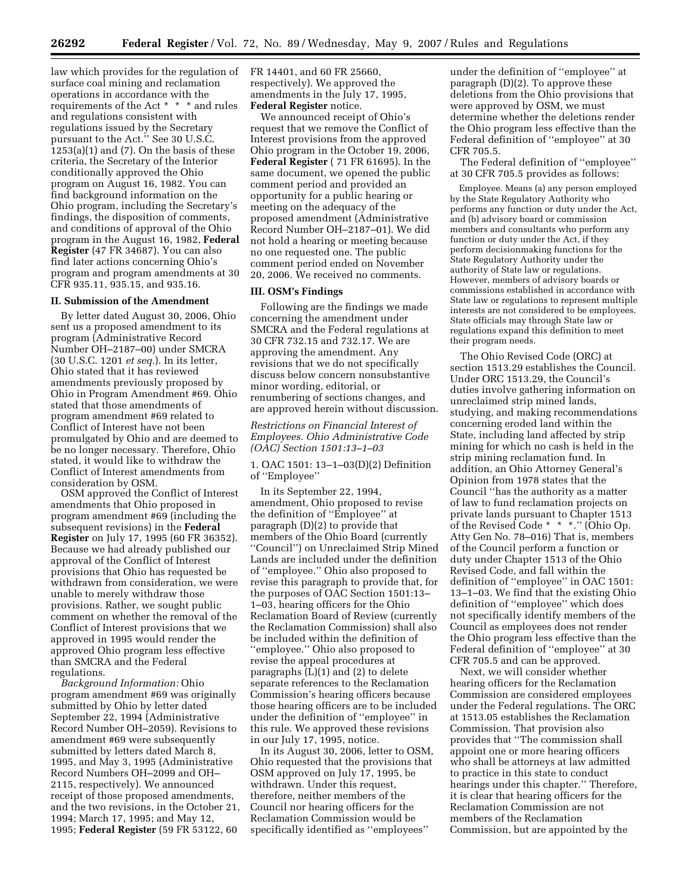law which provides for the regulation of surface coal mining and reclamation operations in accordance with the requirements of the Act * * * and rules and regulations consistent with regulations issued by the Secretary pursuant to the Act.'' See 30 U.S.C. 1253(a)(1) and (7). On the basis of these criteria, the Secretary of the Interior conditionally approved the Ohio program on August 16, 1982. You can find background information on the Ohio program, including the Secretary's findings, the disposition of comments, and conditions of approval of the Ohio program in the August 16, 1982, **Federal Register** (47 FR 34687). You can also find later actions concerning Ohio's program and program amendments at 30 CFR 935.11, 935.15, and 935.16.

## II. Submission of the Amendment

By letter dated August 30, 2006, Ohio sent us a proposed amendment to its program (Administrative Record Number OH–2187–00) under SMCRA (30 U.S.C. 1201 *et seq.*). In its letter, Ohio stated that it has reviewed amendments previously proposed by Ohio in Program Amendment #69. Ohio stated that those amendments of program amendment #69 related to Conflict of Interest have not been promulgated by Ohio and are deemed to be no longer necessary. Therefore, Ohio stated, it would like to withdraw the Conflict of Interest amendments from consideration by OSM.

OSM approved the Conflict of Interest amendments that Ohio proposed in program amendment #69 (including the subsequent revisions) in the **Federal Register** on July 17, 1995 (60 FR 36352). Because we had already published our approval of the Conflict of Interest provisions that Ohio has requested be withdrawn from consideration, we were unable to merely withdraw those provisions. Rather, we sought public comment on whether the removal of the Conflict of Interest provisions that we approved in 1995 would render the approved Ohio program less effective than SMCRA and the Federal regulations.

*Background Information:* Ohio program amendment #69 was originally submitted by Ohio by letter dated September 22, 1994 (Administrative Record Number OH–2059). Revisions to amendment #69 were subsequently submitted by letters dated March 8, 1995, and May 3, 1995 (Administrative Record Numbers OH–2099 and OH–2115, respectively). We announced receipt of those proposed amendments, and the two revisions, in the October 21, 1994; March 17, 1995; and May 12, 1995; **Federal Register** (59 FR 53122, 60 FR 14401, and 60 FR 25660, respectively). We approved the amendments in the July 17, 1995, **Federal Register** notice.

We announced receipt of Ohio's request that we remove the Conflict of Interest provisions from the approved Ohio program in the October 19, 2006, **Federal Register** ( 71 FR 61695). In the same document, we opened the public comment period and provided an opportunity for a public hearing or meeting on the adequacy of the proposed amendment (Administrative Record Number OH–2187–01). We did not hold a hearing or meeting because no one requested one. The public comment period ended on November 20, 2006. We received no comments.

## III. OSM's Findings

Following are the findings we made concerning the amendment under SMCRA and the Federal regulations at 30 CFR 732.15 and 732.17. We are approving the amendment. Any revisions that we do not specifically discuss below concern nonsubstantive minor wording, editorial, or renumbering of sections changes, and are approved herein without discussion.

*Restrictions on Financial Interest of Employees. Ohio Administrative Code (OAC) Section 1501:13–1–03*

1. OAC 1501: 13–1–03(D)(2) Definition of ''Employee''

In its September 22, 1994, amendment, Ohio proposed to revise the definition of ''Employee'' at paragraph (D)(2) to provide that members of the Ohio Board (currently ''Council'') on Unreclaimed Strip Mined Lands are included under the definition of ''employee.'' Ohio also proposed to revise this paragraph to provide that, for the purposes of OAC Section 1501:13–1–03, hearing officers for the Ohio Reclamation Board of Review (currently the Reclamation Commission) shall also be included within the definition of ''employee.'' Ohio also proposed to revise the appeal procedures at paragraphs (L)(1) and (2) to delete separate references to the Reclamation Commission's hearing officers because those hearing officers are to be included under the definition of ''employee'' in this rule. We approved these revisions in our July 17, 1995, notice.

In its August 30, 2006, letter to OSM, Ohio requested that the provisions that OSM approved on July 17, 1995, be withdrawn. Under this request, therefore, neither members of the Council nor hearing officers for the Reclamation Commission would be specifically identified as ''employees'' under the definition of ''employee'' at paragraph (D)(2). To approve these deletions from the Ohio provisions that were approved by OSM, we must determine whether the deletions render the Ohio program less effective than the Federal definition of ''employee'' at 30 CFR 705.5.

The Federal definition of ''employee'' at 30 CFR 705.5 provides as follows:

> Employee. Means (a) any person employed by the State Regulatory Authority who performs any function or duty under the Act, and (b) advisory board or commission members and consultants who perform any function or duty under the Act, if they perform decisionmaking functions for the State Regulatory Authority under the authority of State law or regulations. However, members of advisory boards or commissions established in accordance with State law or regulations to represent multiple interests are not considered to be employees. State officials may through State law or regulations expand this definition to meet their program needs.

The Ohio Revised Code (ORC) at section 1513.29 establishes the Council. Under ORC 1513.29, the Council's duties involve gathering information on unreclaimed strip mined lands, studying, and making recommendations concerning eroded land within the State, including land affected by strip mining for which no cash is held in the strip mining reclamation fund. In addition, an Ohio Attorney General's Opinion from 1978 states that the Council ''has the authority as a matter of law to fund reclamation projects on private lands pursuant to Chapter 1513 of the Revised Code * * *.'' (Ohio Op. Atty Gen No. 78–016) That is, members of the Council perform a function or duty under Chapter 1513 of the Ohio Revised Code, and fall within the definition of ''employee'' in OAC 1501: 13–1–03. We find that the existing Ohio definition of ''employee'' which does not specifically identify members of the Council as employees does not render the Ohio program less effective than the Federal definition of ''employee'' at 30 CFR 705.5 and can be approved.

Next, we will consider whether hearing officers for the Reclamation Commission are considered employees under the Federal regulations. The ORC at 1513.05 establishes the Reclamation Commission. That provision also provides that ''The commission shall appoint one or more hearing officers who shall be attorneys at law admitted to practice in this state to conduct hearings under this chapter.'' Therefore, it is clear that hearing officers for the Reclamation Commission are not members of the Reclamation Commission, but are appointed by the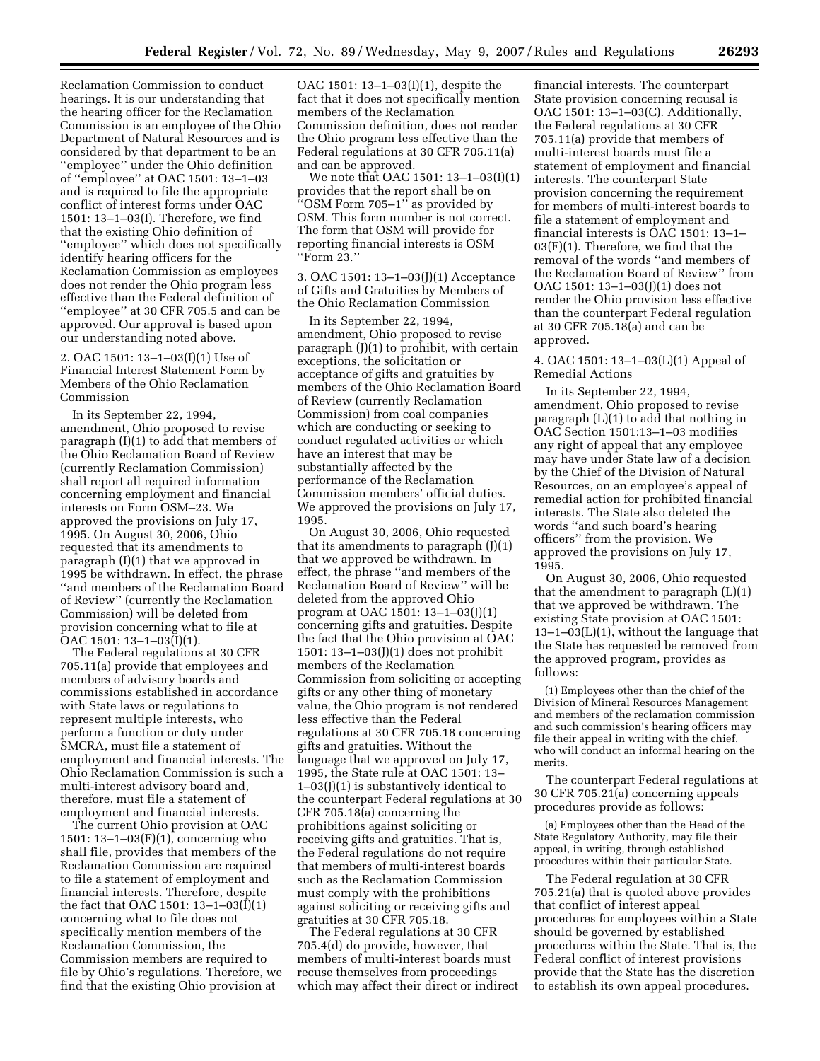Reclamation Commission to conduct hearings. It is our understanding that the hearing officer for the Reclamation Commission is an employee of the Ohio Department of Natural Resources and is considered by that department to be an ''employee'' under the Ohio definition of ''employee'' at OAC 1501: 13–1–03 and is required to file the appropriate conflict of interest forms under OAC 1501: 13–1–03(I). Therefore, we find that the existing Ohio definition of ''employee'' which does not specifically identify hearing officers for the Reclamation Commission as employees does not render the Ohio program less effective than the Federal definition of ''employee'' at 30 CFR 705.5 and can be approved. Our approval is based upon our understanding noted above.

2. OAC 1501: 13–1–03(I)(1) Use of Financial Interest Statement Form by Members of the Ohio Reclamation Commission

In its September 22, 1994, amendment, Ohio proposed to revise paragraph (I)(1) to add that members of the Ohio Reclamation Board of Review (currently Reclamation Commission) shall report all required information concerning employment and financial interests on Form OSM–23. We approved the provisions on July 17, 1995. On August 30, 2006, Ohio requested that its amendments to paragraph (I)(1) that we approved in 1995 be withdrawn. In effect, the phrase ''and members of the Reclamation Board of Review'' (currently the Reclamation Commission) will be deleted from provision concerning what to file at OAC 1501: 13–1–03(I)(1).

The Federal regulations at 30 CFR 705.11(a) provide that employees and members of advisory boards and commissions established in accordance with State laws or regulations to represent multiple interests, who perform a function or duty under SMCRA, must file a statement of employment and financial interests. The Ohio Reclamation Commission is such a multi-interest advisory board and, therefore, must file a statement of employment and financial interests.

The current Ohio provision at OAC 1501: 13–1–03(F)(1), concerning who shall file, provides that members of the Reclamation Commission are required to file a statement of employment and financial interests. Therefore, despite the fact that OAC 1501: 13–1–03(I)(1) concerning what to file does not specifically mention members of the Reclamation Commission, the Commission members are required to file by Ohio's regulations. Therefore, we find that the existing Ohio provision at OAC 1501: 13–1–03(I)(1), despite the fact that it does not specifically mention members of the Reclamation Commission definition, does not render the Ohio program less effective than the Federal regulations at 30 CFR 705.11(a) and can be approved.

We note that OAC 1501: 13–1–03(I)(1) provides that the report shall be on ''OSM Form 705–1'' as provided by OSM. This form number is not correct. The form that OSM will provide for reporting financial interests is OSM ''Form 23.''

3. OAC 1501: 13–1–03(J)(1) Acceptance of Gifts and Gratuities by Members of the Ohio Reclamation Commission

In its September 22, 1994, amendment, Ohio proposed to revise paragraph (J)(1) to prohibit, with certain exceptions, the solicitation or acceptance of gifts and gratuities by members of the Ohio Reclamation Board of Review (currently Reclamation Commission) from coal companies which are conducting or seeking to conduct regulated activities or which have an interest that may be substantially affected by the performance of the Reclamation Commission members' official duties. We approved the provisions on July 17, 1995.

On August 30, 2006, Ohio requested that its amendments to paragraph (J)(1) that we approved be withdrawn. In effect, the phrase ''and members of the Reclamation Board of Review'' will be deleted from the approved Ohio program at OAC 1501: 13–1–03(J)(1) concerning gifts and gratuities. Despite the fact that the Ohio provision at OAC 1501: 13–1–03(J)(1) does not prohibit members of the Reclamation Commission from soliciting or accepting gifts or any other thing of monetary value, the Ohio program is not rendered less effective than the Federal regulations at 30 CFR 705.18 concerning gifts and gratuities. Without the language that we approved on July 17, 1995, the State rule at OAC 1501: 13–1–03(J)(1) is substantively identical to the counterpart Federal regulations at 30 CFR 705.18(a) concerning the prohibitions against soliciting or receiving gifts and gratuities. That is, the Federal regulations do not require that members of multi-interest boards such as the Reclamation Commission must comply with the prohibitions against soliciting or receiving gifts and gratuities at 30 CFR 705.18.

The Federal regulations at 30 CFR 705.4(d) do provide, however, that members of multi-interest boards must recuse themselves from proceedings which may affect their direct or indirect financial interests. The counterpart State provision concerning recusal is OAC 1501: 13–1–03(C). Additionally, the Federal regulations at 30 CFR 705.11(a) provide that members of multi-interest boards must file a statement of employment and financial interests. The counterpart State provision concerning the requirement for members of multi-interest boards to file a statement of employment and financial interests is OAC 1501: 13–1–03(F)(1). Therefore, we find that the removal of the words ''and members of the Reclamation Board of Review'' from OAC 1501: 13–1–03(J)(1) does not render the Ohio provision less effective than the counterpart Federal regulation at 30 CFR 705.18(a) and can be approved.

4. OAC 1501: 13–1–03(L)(1) Appeal of Remedial Actions

In its September 22, 1994, amendment, Ohio proposed to revise paragraph (L)(1) to add that nothing in OAC Section 1501:13–1–03 modifies any right of appeal that any employee may have under State law of a decision by the Chief of the Division of Natural Resources, on an employee's appeal of remedial action for prohibited financial interests. The State also deleted the words ''and such board's hearing officers'' from the provision. We approved the provisions on July 17, 1995.

On August 30, 2006, Ohio requested that the amendment to paragraph (L)(1) that we approved be withdrawn. The existing State provision at OAC 1501: 13–1–03(L)(1), without the language that the State has requested be removed from the approved program, provides as follows:

(1) Employees other than the chief of the Division of Mineral Resources Management and members of the reclamation commission and such commission's hearing officers may file their appeal in writing with the chief, who will conduct an informal hearing on the merits.

The counterpart Federal regulations at 30 CFR 705.21(a) concerning appeals procedures provide as follows:

(a) Employees other than the Head of the State Regulatory Authority, may file their appeal, in writing, through established procedures within their particular State.

The Federal regulation at 30 CFR 705.21(a) that is quoted above provides that conflict of interest appeal procedures for employees within a State should be governed by established procedures within the State. That is, the Federal conflict of interest provisions provide that the State has the discretion to establish its own appeal procedures.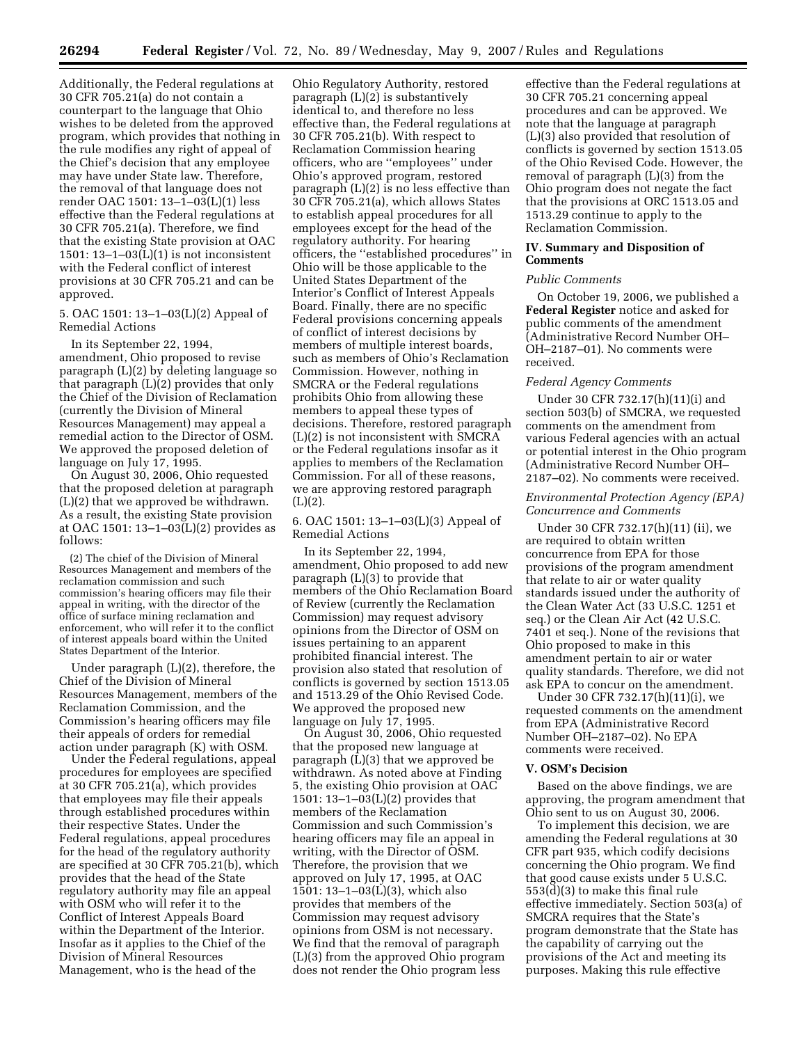Additionally, the Federal regulations at 30 CFR 705.21(a) do not contain a counterpart to the language that Ohio wishes to be deleted from the approved program, which provides that nothing in the rule modifies any right of appeal of the Chief's decision that any employee may have under State law. Therefore, the removal of that language does not render OAC 1501: 13–1–03(L)(1) less effective than the Federal regulations at 30 CFR 705.21(a). Therefore, we find that the existing State provision at OAC 1501: 13–1–03(L)(1) is not inconsistent with the Federal conflict of interest provisions at 30 CFR 705.21 and can be approved.

5. OAC 1501: 13–1–03(L)(2) Appeal of Remedial Actions

In its September 22, 1994, amendment, Ohio proposed to revise paragraph (L)(2) by deleting language so that paragraph (L)(2) provides that only the Chief of the Division of Reclamation (currently the Division of Mineral Resources Management) may appeal a remedial action to the Director of OSM. We approved the proposed deletion of language on July 17, 1995.

On August 30, 2006, Ohio requested that the proposed deletion at paragraph (L)(2) that we approved be withdrawn. As a result, the existing State provision at OAC 1501: 13–1–03(L)(2) provides as follows:

> (2) The chief of the Division of Mineral Resources Management and members of the reclamation commission and such commission's hearing officers may file their appeal in writing, with the director of the office of surface mining reclamation and enforcement, who will refer it to the conflict of interest appeals board within the United States Department of the Interior.

Under paragraph (L)(2), therefore, the Chief of the Division of Mineral Resources Management, members of the Reclamation Commission, and the Commission's hearing officers may file their appeals of orders for remedial action under paragraph (K) with OSM.

Under the Federal regulations, appeal procedures for employees are specified at 30 CFR 705.21(a), which provides that employees may file their appeals through established procedures within their respective States. Under the Federal regulations, appeal procedures for the head of the regulatory authority are specified at 30 CFR 705.21(b), which provides that the head of the State regulatory authority may file an appeal with OSM who will refer it to the Conflict of Interest Appeals Board within the Department of the Interior. Insofar as it applies to the Chief of the Division of Mineral Resources Management, who is the head of the Ohio Regulatory Authority, restored paragraph (L)(2) is substantively identical to, and therefore no less effective than, the Federal regulations at 30 CFR 705.21(b). With respect to Reclamation Commission hearing officers, who are ''employees'' under Ohio's approved program, restored paragraph (L)(2) is no less effective than 30 CFR 705.21(a), which allows States to establish appeal procedures for all employees except for the head of the regulatory authority. For hearing officers, the ''established procedures'' in Ohio will be those applicable to the United States Department of the Interior's Conflict of Interest Appeals Board. Finally, there are no specific Federal provisions concerning appeals of conflict of interest decisions by members of multiple interest boards, such as members of Ohio's Reclamation Commission. However, nothing in SMCRA or the Federal regulations prohibits Ohio from allowing these members to appeal these types of decisions. Therefore, restored paragraph (L)(2) is not inconsistent with SMCRA or the Federal regulations insofar as it applies to members of the Reclamation Commission. For all of these reasons, we are approving restored paragraph (L)(2).

6. OAC 1501: 13–1–03(L)(3) Appeal of Remedial Actions

In its September 22, 1994, amendment, Ohio proposed to add new paragraph (L)(3) to provide that members of the Ohio Reclamation Board of Review (currently the Reclamation Commission) may request advisory opinions from the Director of OSM on issues pertaining to an apparent prohibited financial interest. The provision also stated that resolution of conflicts is governed by section 1513.05 and 1513.29 of the Ohio Revised Code. We approved the proposed new language on July 17, 1995.

On August 30, 2006, Ohio requested that the proposed new language at paragraph (L)(3) that we approved be withdrawn. As noted above at Finding 5, the existing Ohio provision at OAC 1501: 13–1–03(L)(2) provides that members of the Reclamation Commission and such Commission's hearing officers may file an appeal in writing, with the Director of OSM. Therefore, the provision that we approved on July 17, 1995, at OAC 1501: 13–1–03(L)(3), which also provides that members of the Commission may request advisory opinions from OSM is not necessary. We find that the removal of paragraph (L)(3) from the approved Ohio program does not render the Ohio program less effective than the Federal regulations at 30 CFR 705.21 concerning appeal procedures and can be approved. We note that the language at paragraph (L)(3) also provided that resolution of conflicts is governed by section 1513.05 of the Ohio Revised Code. However, the removal of paragraph (L)(3) from the Ohio program does not negate the fact that the provisions at ORC 1513.05 and 1513.29 continue to apply to the Reclamation Commission.

## IV. Summary and Disposition of Comments

*Public Comments*

On October 19, 2006, we published a **Federal Register** notice and asked for public comments of the amendment (Administrative Record Number OH–OH–2187–01). No comments were received.

*Federal Agency Comments*

Under 30 CFR 732.17(h)(11)(i) and section 503(b) of SMCRA, we requested comments on the amendment from various Federal agencies with an actual or potential interest in the Ohio program (Administrative Record Number OH–2187–02). No comments were received.

*Environmental Protection Agency (EPA) Concurrence and Comments*

Under 30 CFR 732.17(h)(11) (ii), we are required to obtain written concurrence from EPA for those provisions of the program amendment that relate to air or water quality standards issued under the authority of the Clean Water Act (33 U.S.C. 1251 et seq.) or the Clean Air Act (42 U.S.C. 7401 et seq.). None of the revisions that Ohio proposed to make in this amendment pertain to air or water quality standards. Therefore, we did not ask EPA to concur on the amendment.

Under 30 CFR 732.17(h)(11)(i), we requested comments on the amendment from EPA (Administrative Record Number OH–2187–02). No EPA comments were received.

## V. OSM's Decision

Based on the above findings, we are approving, the program amendment that Ohio sent to us on August 30, 2006.

To implement this decision, we are amending the Federal regulations at 30 CFR part 935, which codify decisions concerning the Ohio program. We find that good cause exists under 5 U.S.C. 553(d)(3) to make this final rule effective immediately. Section 503(a) of SMCRA requires that the State's program demonstrate that the State has the capability of carrying out the provisions of the Act and meeting its purposes. Making this rule effective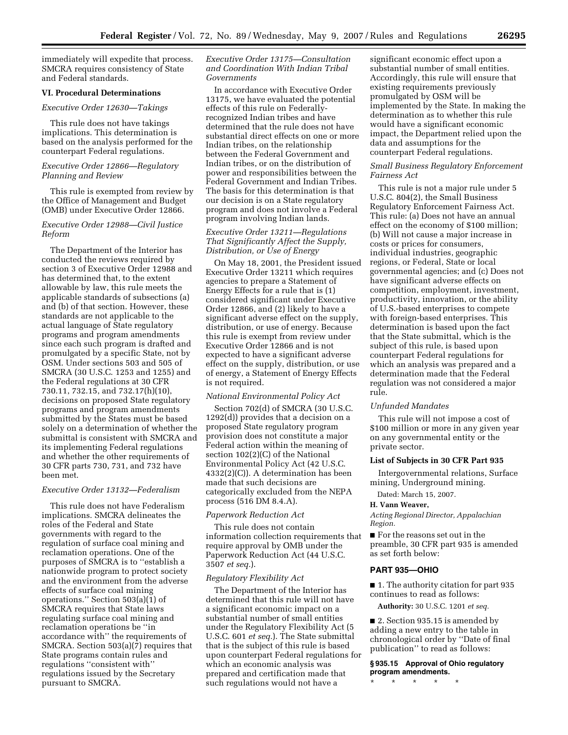immediately will expedite that process. SMCRA requires consistency of State and Federal standards.

## VI. Procedural Determinations

*Executive Order 12630—Takings*

This rule does not have takings implications. This determination is based on the analysis performed for the counterpart Federal regulations.

*Executive Order 12866—Regulatory Planning and Review*

This rule is exempted from review by the Office of Management and Budget (OMB) under Executive Order 12866.

*Executive Order 12988—Civil Justice Reform*

The Department of the Interior has conducted the reviews required by section 3 of Executive Order 12988 and has determined that, to the extent allowable by law, this rule meets the applicable standards of subsections (a) and (b) of that section. However, these standards are not applicable to the actual language of State regulatory programs and program amendments since each such program is drafted and promulgated by a specific State, not by OSM. Under sections 503 and 505 of SMCRA (30 U.S.C. 1253 and 1255) and the Federal regulations at 30 CFR 730.11, 732.15, and 732.17(h)(10), decisions on proposed State regulatory programs and program amendments submitted by the States must be based solely on a determination of whether the submittal is consistent with SMCRA and its implementing Federal regulations and whether the other requirements of 30 CFR parts 730, 731, and 732 have been met.

*Executive Order 13132—Federalism*

This rule does not have Federalism implications. SMCRA delineates the roles of the Federal and State governments with regard to the regulation of surface coal mining and reclamation operations. One of the purposes of SMCRA is to "establish a nationwide program to protect society and the environment from the adverse effects of surface coal mining operations." Section 503(a)(1) of SMCRA requires that State laws regulating surface coal mining and reclamation operations be "in accordance with" the requirements of SMCRA. Section 503(a)(7) requires that State programs contain rules and regulations "consistent with" regulations issued by the Secretary pursuant to SMCRA.

*Executive Order 13175—Consultation and Coordination With Indian Tribal Governments*

In accordance with Executive Order 13175, we have evaluated the potential effects of this rule on Federally-recognized Indian tribes and have determined that the rule does not have substantial direct effects on one or more Indian tribes, on the relationship between the Federal Government and Indian tribes, or on the distribution of power and responsibilities between the Federal Government and Indian Tribes. The basis for this determination is that our decision is on a State regulatory program and does not involve a Federal program involving Indian lands.

*Executive Order 13211—Regulations That Significantly Affect the Supply, Distribution, or Use of Energy*

On May 18, 2001, the President issued Executive Order 13211 which requires agencies to prepare a Statement of Energy Effects for a rule that is (1) considered significant under Executive Order 12866, and (2) likely to have a significant adverse effect on the supply, distribution, or use of energy. Because this rule is exempt from review under Executive Order 12866 and is not expected to have a significant adverse effect on the supply, distribution, or use of energy, a Statement of Energy Effects is not required.

*National Environmental Policy Act*

Section 702(d) of SMCRA (30 U.S.C. 1292(d)) provides that a decision on a proposed State regulatory program provision does not constitute a major Federal action within the meaning of section 102(2)(C) of the National Environmental Policy Act (42 U.S.C. 4332(2)(C)). A determination has been made that such decisions are categorically excluded from the NEPA process (516 DM 8.4.A).

*Paperwork Reduction Act*

This rule does not contain information collection requirements that require approval by OMB under the Paperwork Reduction Act (44 U.S.C. 3507 *et seq.*).

*Regulatory Flexibility Act*

The Department of the Interior has determined that this rule will not have a significant economic impact on a substantial number of small entities under the Regulatory Flexibility Act (5 U.S.C. 601 *et seq.*). The State submittal that is the subject of this rule is based upon counterpart Federal regulations for which an economic analysis was prepared and certification made that such regulations would not have a significant economic effect upon a substantial number of small entities. Accordingly, this rule will ensure that existing requirements previously promulgated by OSM will be implemented by the State. In making the determination as to whether this rule would have a significant economic impact, the Department relied upon the data and assumptions for the counterpart Federal regulations.

*Small Business Regulatory Enforcement Fairness Act*

This rule is not a major rule under 5 U.S.C. 804(2), the Small Business Regulatory Enforcement Fairness Act. This rule: (a) Does not have an annual effect on the economy of $100 million; (b) Will not cause a major increase in costs or prices for consumers, individual industries, geographic regions, or Federal, State or local governmental agencies; and (c) Does not have significant adverse effects on competition, employment, investment, productivity, innovation, or the ability of U.S.-based enterprises to compete with foreign-based enterprises. This determination is based upon the fact that the State submittal, which is the subject of this rule, is based upon counterpart Federal regulations for which an analysis was prepared and a determination made that the Federal regulation was not considered a major rule.

*Unfunded Mandates*

This rule will not impose a cost of $100 million or more in any given year on any governmental entity or the private sector.

### List of Subjects in 30 CFR Part 935

Intergovernmental relations, Surface mining, Underground mining.

Dated: March 15, 2007.

**H. Vann Weaver,**

*Acting Regional Director, Appalachian Region.*

■ For the reasons set out in the preamble, 30 CFR part 935 is amended as set forth below:

## PART 935—OHIO

■ 1. The authority citation for part 935 continues to read as follows:

**Authority:** 30 U.S.C. 1201 *et seq.*

■ 2. Section 935.15 is amended by adding a new entry to the table in chronological order by "Date of final publication" to read as follows:

### § 935.15 Approval of Ohio regulatory program amendments.

\* \* \* \* \*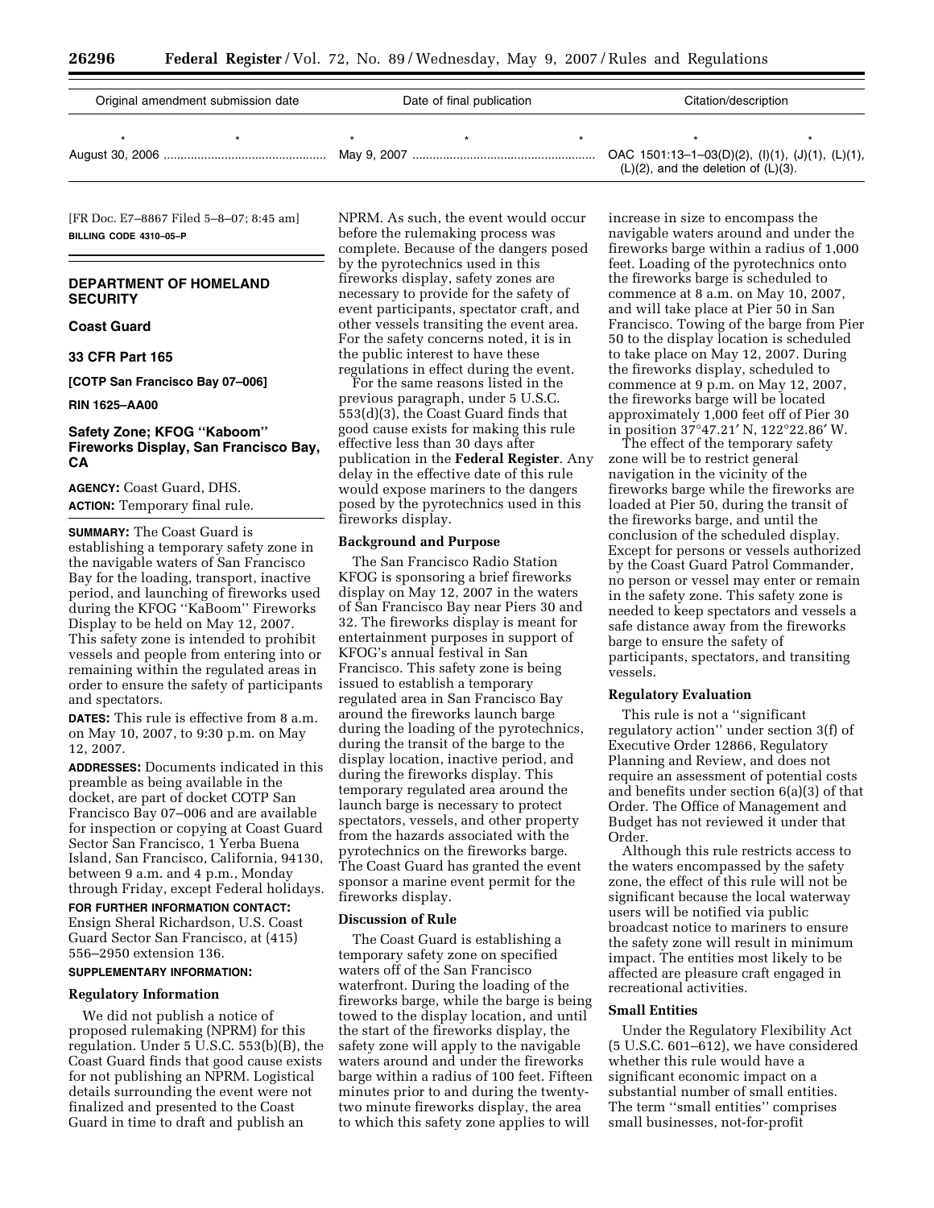| Original amendment submission date | Date of final publication | Citation/description |
| --- | --- | --- |
| * * | * * * | * * |
| August 30, 2006 | May 9, 2007 | OAC 1501:13–1–03(D)(2), (I)(1), (J)(1), (L)(1), (L)(2), and the deletion of (L)(3). |

[FR Doc. E7–8867 Filed 5–8–07; 8:45 am]

**BILLING CODE 4310–05–P**

---

## DEPARTMENT OF HOMELAND SECURITY

### Coast Guard

### 33 CFR Part 165

**[COTP San Francisco Bay 07–006]**

**RIN 1625–AA00**

### Safety Zone; KFOG "Kaboom" Fireworks Display, San Francisco Bay, CA

**AGENCY:** Coast Guard, DHS.

**ACTION:** Temporary final rule.

**SUMMARY:** The Coast Guard is establishing a temporary safety zone in the navigable waters of San Francisco Bay for the loading, transport, inactive period, and launching of fireworks used during the KFOG "KaBoom" Fireworks Display to be held on May 12, 2007. This safety zone is intended to prohibit vessels and people from entering into or remaining within the regulated areas in order to ensure the safety of participants and spectators.

**DATES:** This rule is effective from 8 a.m. on May 10, 2007, to 9:30 p.m. on May 12, 2007.

**ADDRESSES:** Documents indicated in this preamble as being available in the docket, are part of docket COTP San Francisco Bay 07–006 and are available for inspection or copying at Coast Guard Sector San Francisco, 1 Yerba Buena Island, San Francisco, California, 94130, between 9 a.m. and 4 p.m., Monday through Friday, except Federal holidays.

**FOR FURTHER INFORMATION CONTACT:** Ensign Sheral Richardson, U.S. Coast Guard Sector San Francisco, at (415) 556–2950 extension 136.

**SUPPLEMENTARY INFORMATION:**

**Regulatory Information**

We did not publish a notice of proposed rulemaking (NPRM) for this regulation. Under 5 U.S.C. 553(b)(B), the Coast Guard finds that good cause exists for not publishing an NPRM. Logistical details surrounding the event were not finalized and presented to the Coast Guard in time to draft and publish an NPRM. As such, the event would occur before the rulemaking process was complete. Because of the dangers posed by the pyrotechnics used in this fireworks display, safety zones are necessary to provide for the safety of event participants, spectator craft, and other vessels transiting the event area. For the safety concerns noted, it is in the public interest to have these regulations in effect during the event.

For the same reasons listed in the previous paragraph, under 5 U.S.C. 553(d)(3), the Coast Guard finds that good cause exists for making this rule effective less than 30 days after publication in the **Federal Register**. Any delay in the effective date of this rule would expose mariners to the dangers posed by the pyrotechnics used in this fireworks display.

**Background and Purpose**

The San Francisco Radio Station KFOG is sponsoring a brief fireworks display on May 12, 2007 in the waters of San Francisco Bay near Piers 30 and 32. The fireworks display is meant for entertainment purposes in support of KFOG's annual festival in San Francisco. This safety zone is being issued to establish a temporary regulated area in San Francisco Bay around the fireworks launch barge during the loading of the pyrotechnics, during the transit of the barge to the display location, inactive period, and during the fireworks display. This temporary regulated area around the launch barge is necessary to protect spectators, vessels, and other property from the hazards associated with the pyrotechnics on the fireworks barge. The Coast Guard has granted the event sponsor a marine event permit for the fireworks display.

**Discussion of Rule**

The Coast Guard is establishing a temporary safety zone on specified waters off of the San Francisco waterfront. During the loading of the fireworks barge, while the barge is being towed to the display location, and until the start of the fireworks display, the safety zone will apply to the navigable waters around and under the fireworks barge within a radius of 100 feet. Fifteen minutes prior to and during the twenty-two minute fireworks display, the area to which this safety zone applies to will increase in size to encompass the navigable waters around and under the fireworks barge within a radius of 1,000 feet. Loading of the pyrotechnics onto the fireworks barge is scheduled to commence at 8 a.m. on May 10, 2007, and will take place at Pier 50 in San Francisco. Towing of the barge from Pier 50 to the display location is scheduled to take place on May 12, 2007. During the fireworks display, scheduled to commence at 9 p.m. on May 12, 2007, the fireworks barge will be located approximately 1,000 feet off of Pier 30 in position 37°47.21′ N, 122°22.86′ W.

The effect of the temporary safety zone will be to restrict general navigation in the vicinity of the fireworks barge while the fireworks are loaded at Pier 50, during the transit of the fireworks barge, and until the conclusion of the scheduled display. Except for persons or vessels authorized by the Coast Guard Patrol Commander, no person or vessel may enter or remain in the safety zone. This safety zone is needed to keep spectators and vessels a safe distance away from the fireworks barge to ensure the safety of participants, spectators, and transiting vessels.

**Regulatory Evaluation**

This rule is not a "significant regulatory action" under section 3(f) of Executive Order 12866, Regulatory Planning and Review, and does not require an assessment of potential costs and benefits under section 6(a)(3) of that Order. The Office of Management and Budget has not reviewed it under that Order.

Although this rule restricts access to the waters encompassed by the safety zone, the effect of this rule will not be significant because the local waterway users will be notified via public broadcast notice to mariners to ensure the safety zone will result in minimum impact. The entities most likely to be affected are pleasure craft engaged in recreational activities.

**Small Entities**

Under the Regulatory Flexibility Act (5 U.S.C. 601–612), we have considered whether this rule would have a significant economic impact on a substantial number of small entities. The term "small entities" comprises small businesses, not-for-profit